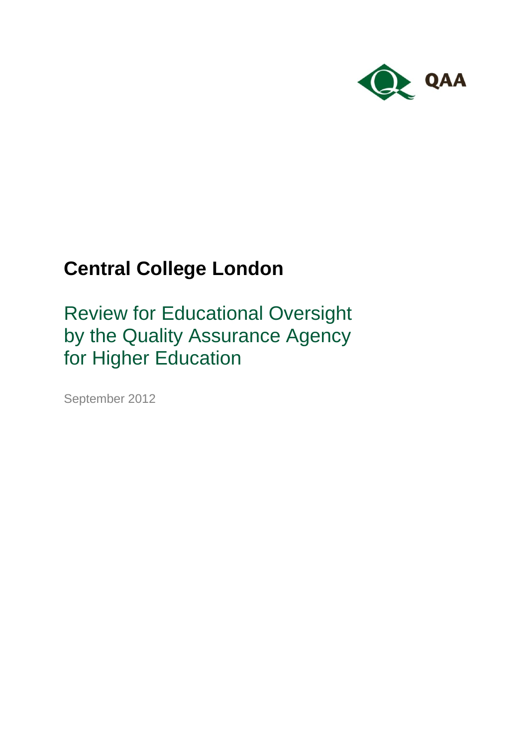QAA

# Central College London

## Review for Educational Oversight by the Quality Assurance Agency for Higher Education

September 2012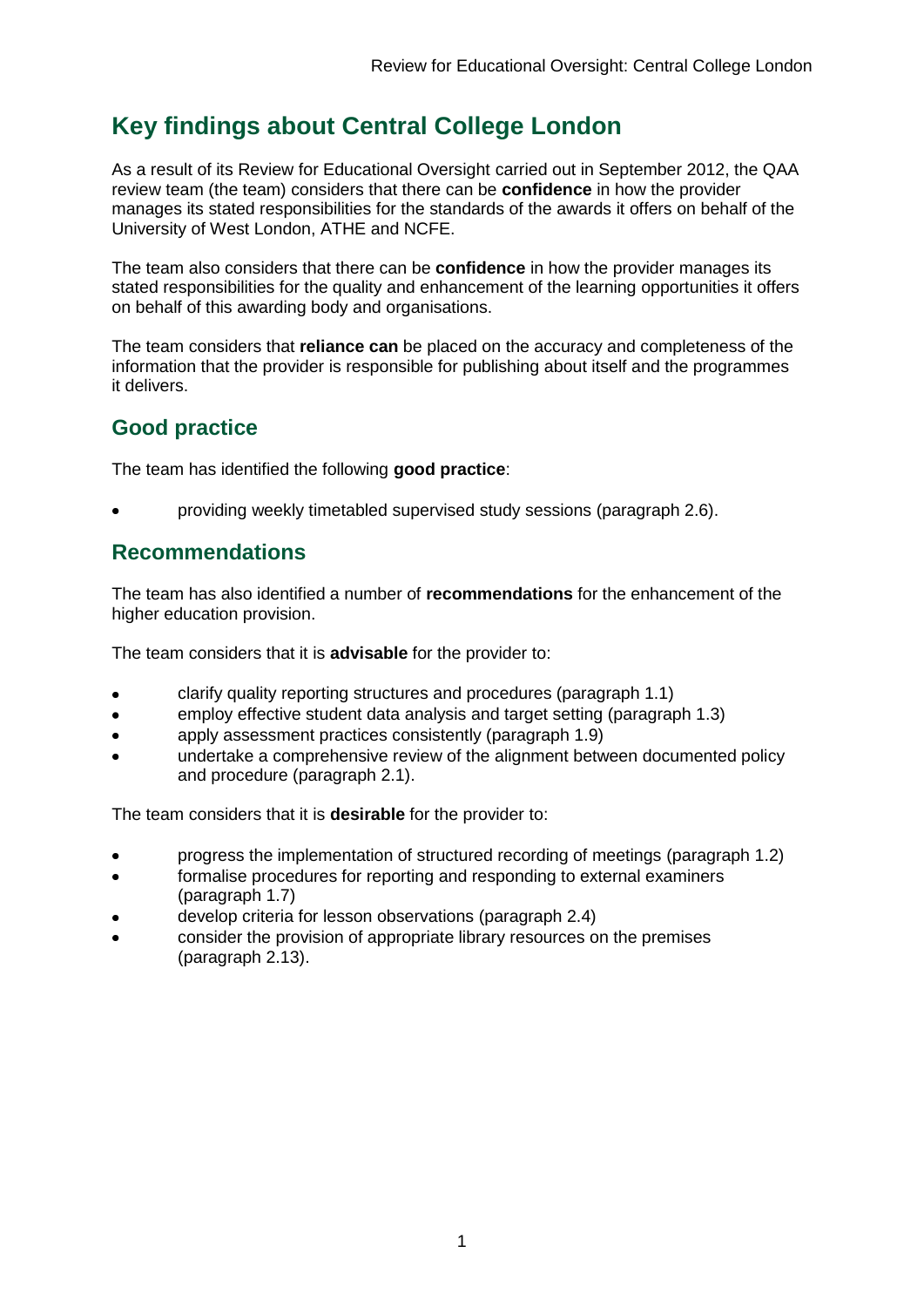# Key findings about Central College London

As a result of its Review for Educational Oversight carried out in September 2012, the QAA review team (the team) considers that there can be **confidence** in how the provider manages its stated responsibilities for the standards of the awards it offers on behalf of the University of West London, ATHE and NCFE.

The team also considers that there can be **confidence** in how the provider manages its stated responsibilities for the quality and enhancement of the learning opportunities it offers on behalf of this awarding body and organisations.

The team considers that **reliance can** be placed on the accuracy and completeness of the information that the provider is responsible for publishing about itself and the programmes it delivers.

## Good practice

The team has identified the following **good practice**:

- providing weekly timetabled supervised study sessions (paragraph 2.6).

## Recommendations

The team has also identified a number of **recommendations** for the enhancement of the higher education provision.

The team considers that it is **advisable** for the provider to:

- clarify quality reporting structures and procedures (paragraph 1.1)
- employ effective student data analysis and target setting (paragraph 1.3)
- apply assessment practices consistently (paragraph 1.9)
- undertake a comprehensive review of the alignment between documented policy and procedure (paragraph 2.1).

The team considers that it is **desirable** for the provider to:

- progress the implementation of structured recording of meetings (paragraph 1.2)
- formalise procedures for reporting and responding to external examiners (paragraph 1.7)
- develop criteria for lesson observations (paragraph 2.4)
- consider the provision of appropriate library resources on the premises (paragraph 2.13).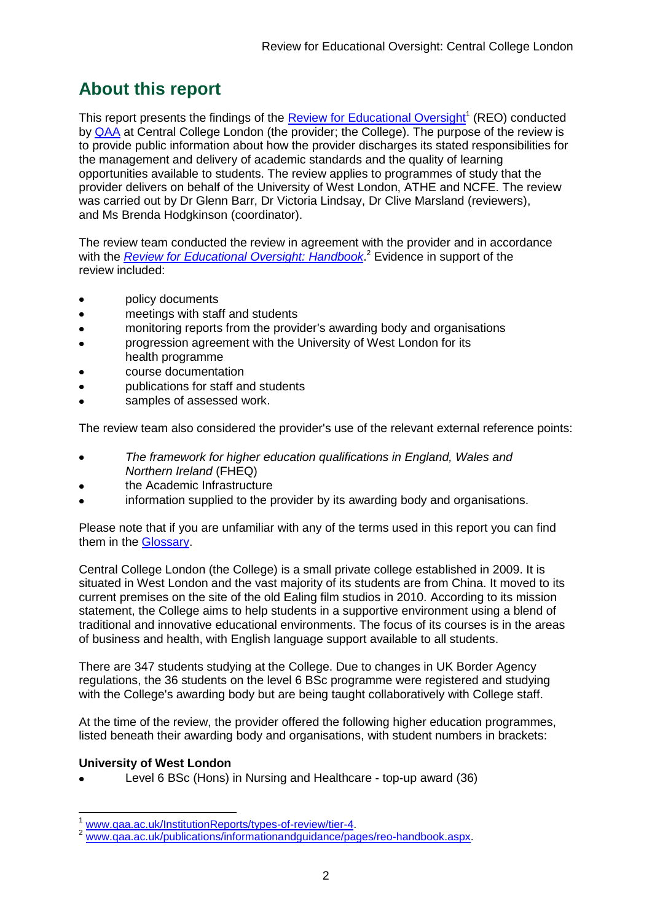# About this report

This report presents the findings of the Review for Educational Oversight[1] (REO) conducted by QAA at Central College London (the provider; the College). The purpose of the review is to provide public information about how the provider discharges its stated responsibilities for the management and delivery of academic standards and the quality of learning opportunities available to students. The review applies to programmes of study that the provider delivers on behalf of the University of West London, ATHE and NCFE. The review was carried out by Dr Glenn Barr, Dr Victoria Lindsay, Dr Clive Marsland (reviewers), and Ms Brenda Hodgkinson (coordinator).

The review team conducted the review in agreement with the provider and in accordance with the *Review for Educational Oversight: Handbook*.[2] Evidence in support of the review included:

- policy documents
- meetings with staff and students
- monitoring reports from the provider's awarding body and organisations
- progression agreement with the University of West London for its health programme
- course documentation
- publications for staff and students
- samples of assessed work.

The review team also considered the provider's use of the relevant external reference points:

- *The framework for higher education qualifications in England, Wales and Northern Ireland* (FHEQ)
- the Academic Infrastructure
- information supplied to the provider by its awarding body and organisations.

Please note that if you are unfamiliar with any of the terms used in this report you can find them in the Glossary.

Central College London (the College) is a small private college established in 2009. It is situated in West London and the vast majority of its students are from China. It moved to its current premises on the site of the old Ealing film studios in 2010. According to its mission statement, the College aims to help students in a supportive environment using a blend of traditional and innovative educational environments. The focus of its courses is in the areas of business and health, with English language support available to all students.

There are 347 students studying at the College. Due to changes in UK Border Agency regulations, the 36 students on the level 6 BSc programme were registered and studying with the College's awarding body but are being taught collaboratively with College staff.

At the time of the review, the provider offered the following higher education programmes, listed beneath their awarding body and organisations, with student numbers in brackets:

**University of West London**

- Level 6 BSc (Hons) in Nursing and Healthcare - top-up award (36)

---

[1] www.qaa.ac.uk/InstitutionReports/types-of-review/tier-4.

[2] www.qaa.ac.uk/publications/informationandguidance/pages/reo-handbook.aspx.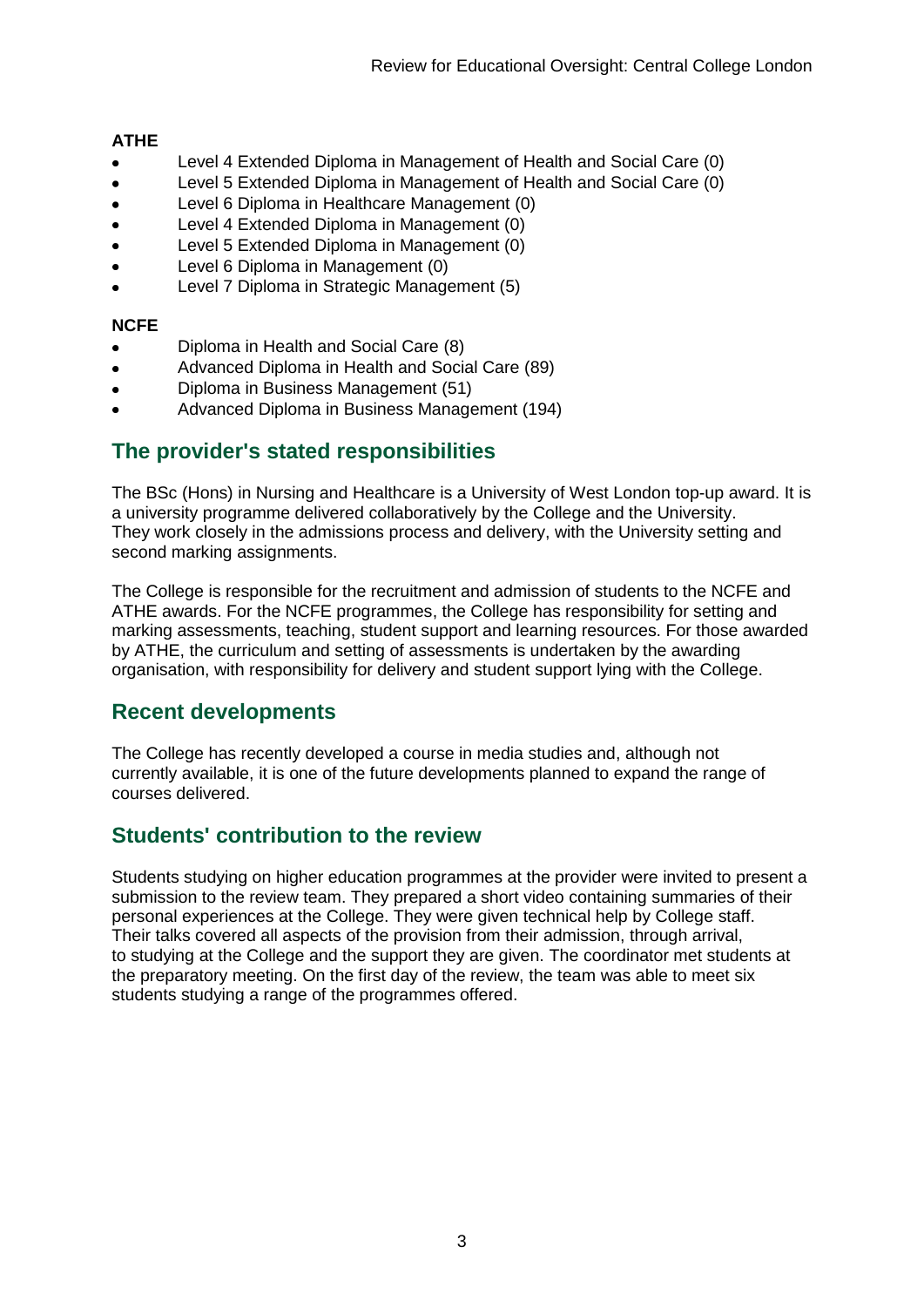**ATHE**

- Level 4 Extended Diploma in Management of Health and Social Care (0)
- Level 5 Extended Diploma in Management of Health and Social Care (0)
- Level 6 Diploma in Healthcare Management (0)
- Level 4 Extended Diploma in Management (0)
- Level 5 Extended Diploma in Management (0)
- Level 6 Diploma in Management (0)
- Level 7 Diploma in Strategic Management (5)

**NCFE**

- Diploma in Health and Social Care (8)
- Advanced Diploma in Health and Social Care (89)
- Diploma in Business Management (51)
- Advanced Diploma in Business Management (194)

## The provider's stated responsibilities

The BSc (Hons) in Nursing and Healthcare is a University of West London top-up award. It is a university programme delivered collaboratively by the College and the University. They work closely in the admissions process and delivery, with the University setting and second marking assignments.

The College is responsible for the recruitment and admission of students to the NCFE and ATHE awards. For the NCFE programmes, the College has responsibility for setting and marking assessments, teaching, student support and learning resources. For those awarded by ATHE, the curriculum and setting of assessments is undertaken by the awarding organisation, with responsibility for delivery and student support lying with the College.

## Recent developments

The College has recently developed a course in media studies and, although not currently available, it is one of the future developments planned to expand the range of courses delivered.

## Students' contribution to the review

Students studying on higher education programmes at the provider were invited to present a submission to the review team. They prepared a short video containing summaries of their personal experiences at the College. They were given technical help by College staff. Their talks covered all aspects of the provision from their admission, through arrival, to studying at the College and the support they are given. The coordinator met students at the preparatory meeting. On the first day of the review, the team was able to meet six students studying a range of the programmes offered.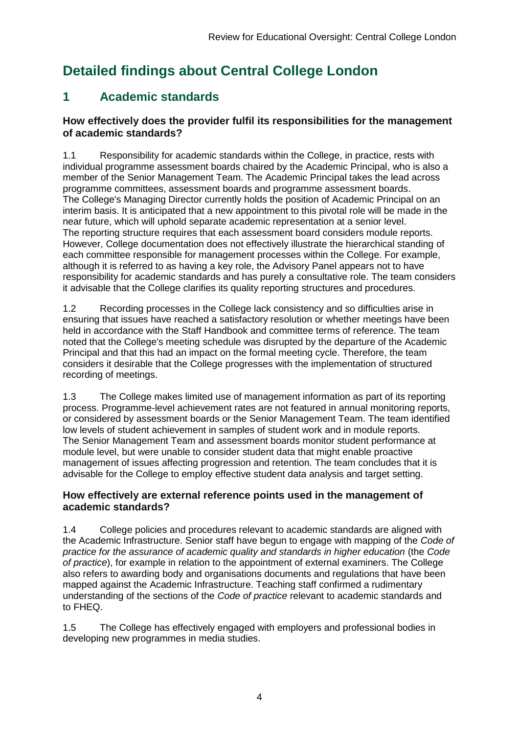# Detailed findings about Central College London

## 1 Academic standards

### How effectively does the provider fulfil its responsibilities for the management of academic standards?

1.1 Responsibility for academic standards within the College, in practice, rests with individual programme assessment boards chaired by the Academic Principal, who is also a member of the Senior Management Team. The Academic Principal takes the lead across programme committees, assessment boards and programme assessment boards. The College's Managing Director currently holds the position of Academic Principal on an interim basis. It is anticipated that a new appointment to this pivotal role will be made in the near future, which will uphold separate academic representation at a senior level. The reporting structure requires that each assessment board considers module reports. However, College documentation does not effectively illustrate the hierarchical standing of each committee responsible for management processes within the College. For example, although it is referred to as having a key role, the Advisory Panel appears not to have responsibility for academic standards and has purely a consultative role. The team considers it advisable that the College clarifies its quality reporting structures and procedures.

1.2 Recording processes in the College lack consistency and so difficulties arise in ensuring that issues have reached a satisfactory resolution or whether meetings have been held in accordance with the Staff Handbook and committee terms of reference. The team noted that the College's meeting schedule was disrupted by the departure of the Academic Principal and that this had an impact on the formal meeting cycle. Therefore, the team considers it desirable that the College progresses with the implementation of structured recording of meetings.

1.3 The College makes limited use of management information as part of its reporting process. Programme-level achievement rates are not featured in annual monitoring reports, or considered by assessment boards or the Senior Management Team. The team identified low levels of student achievement in samples of student work and in module reports. The Senior Management Team and assessment boards monitor student performance at module level, but were unable to consider student data that might enable proactive management of issues affecting progression and retention. The team concludes that it is advisable for the College to employ effective student data analysis and target setting.

### How effectively are external reference points used in the management of academic standards?

1.4 College policies and procedures relevant to academic standards are aligned with the Academic Infrastructure. Senior staff have begun to engage with mapping of the *Code of practice for the assurance of academic quality and standards in higher education* (the *Code of practice*), for example in relation to the appointment of external examiners. The College also refers to awarding body and organisations documents and regulations that have been mapped against the Academic Infrastructure. Teaching staff confirmed a rudimentary understanding of the sections of the *Code of practice* relevant to academic standards and to FHEQ.

1.5 The College has effectively engaged with employers and professional bodies in developing new programmes in media studies.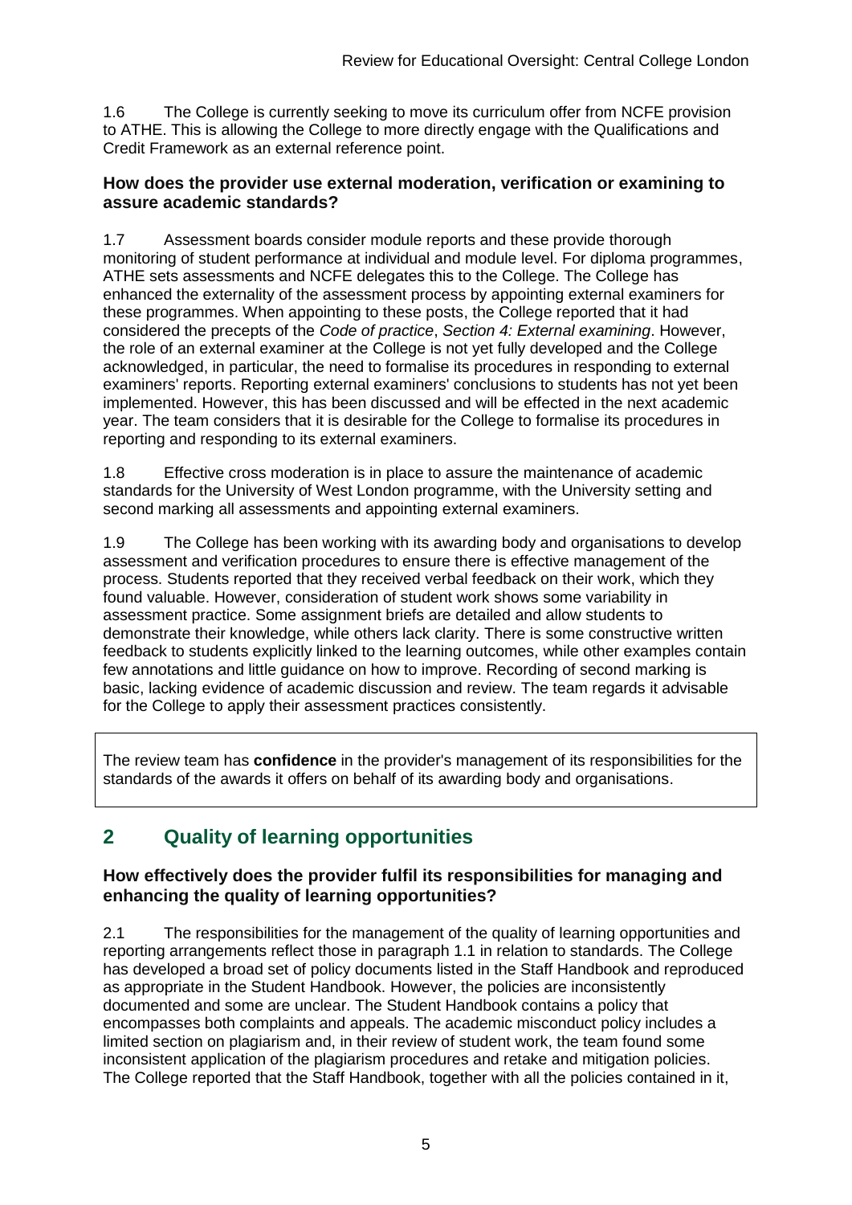1.6 The College is currently seeking to move its curriculum offer from NCFE provision to ATHE. This is allowing the College to more directly engage with the Qualifications and Credit Framework as an external reference point.

### How does the provider use external moderation, verification or examining to assure academic standards?

1.7 Assessment boards consider module reports and these provide thorough monitoring of student performance at individual and module level. For diploma programmes, ATHE sets assessments and NCFE delegates this to the College. The College has enhanced the externality of the assessment process by appointing external examiners for these programmes. When appointing to these posts, the College reported that it had considered the precepts of the *Code of practice*, *Section 4: External examining*. However, the role of an external examiner at the College is not yet fully developed and the College acknowledged, in particular, the need to formalise its procedures in responding to external examiners' reports. Reporting external examiners' conclusions to students has not yet been implemented. However, this has been discussed and will be effected in the next academic year. The team considers that it is desirable for the College to formalise its procedures in reporting and responding to its external examiners.

1.8 Effective cross moderation is in place to assure the maintenance of academic standards for the University of West London programme, with the University setting and second marking all assessments and appointing external examiners.

1.9 The College has been working with its awarding body and organisations to develop assessment and verification procedures to ensure there is effective management of the process. Students reported that they received verbal feedback on their work, which they found valuable. However, consideration of student work shows some variability in assessment practice. Some assignment briefs are detailed and allow students to demonstrate their knowledge, while others lack clarity. There is some constructive written feedback to students explicitly linked to the learning outcomes, while other examples contain few annotations and little guidance on how to improve. Recording of second marking is basic, lacking evidence of academic discussion and review. The team regards it advisable for the College to apply their assessment practices consistently.

The review team has **confidence** in the provider's management of its responsibilities for the standards of the awards it offers on behalf of its awarding body and organisations.

## 2 Quality of learning opportunities

### How effectively does the provider fulfil its responsibilities for managing and enhancing the quality of learning opportunities?

2.1 The responsibilities for the management of the quality of learning opportunities and reporting arrangements reflect those in paragraph 1.1 in relation to standards. The College has developed a broad set of policy documents listed in the Staff Handbook and reproduced as appropriate in the Student Handbook. However, the policies are inconsistently documented and some are unclear. The Student Handbook contains a policy that encompasses both complaints and appeals. The academic misconduct policy includes a limited section on plagiarism and, in their review of student work, the team found some inconsistent application of the plagiarism procedures and retake and mitigation policies. The College reported that the Staff Handbook, together with all the policies contained in it,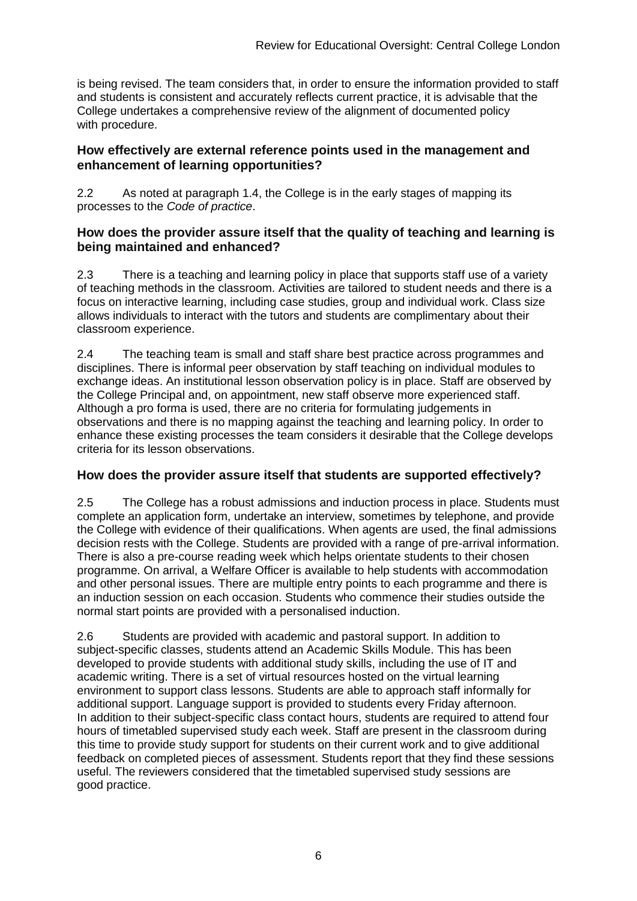is being revised. The team considers that, in order to ensure the information provided to staff and students is consistent and accurately reflects current practice, it is advisable that the College undertakes a comprehensive review of the alignment of documented policy with procedure.

### How effectively are external reference points used in the management and enhancement of learning opportunities?

2.2 As noted at paragraph 1.4, the College is in the early stages of mapping its processes to the *Code of practice*.

### How does the provider assure itself that the quality of teaching and learning is being maintained and enhanced?

2.3 There is a teaching and learning policy in place that supports staff use of a variety of teaching methods in the classroom. Activities are tailored to student needs and there is a focus on interactive learning, including case studies, group and individual work. Class size allows individuals to interact with the tutors and students are complimentary about their classroom experience.

2.4 The teaching team is small and staff share best practice across programmes and disciplines. There is informal peer observation by staff teaching on individual modules to exchange ideas. An institutional lesson observation policy is in place. Staff are observed by the College Principal and, on appointment, new staff observe more experienced staff. Although a pro forma is used, there are no criteria for formulating judgements in observations and there is no mapping against the teaching and learning policy. In order to enhance these existing processes the team considers it desirable that the College develops criteria for its lesson observations.

### How does the provider assure itself that students are supported effectively?

2.5 The College has a robust admissions and induction process in place. Students must complete an application form, undertake an interview, sometimes by telephone, and provide the College with evidence of their qualifications. When agents are used, the final admissions decision rests with the College. Students are provided with a range of pre-arrival information. There is also a pre-course reading week which helps orientate students to their chosen programme. On arrival, a Welfare Officer is available to help students with accommodation and other personal issues. There are multiple entry points to each programme and there is an induction session on each occasion. Students who commence their studies outside the normal start points are provided with a personalised induction.

2.6 Students are provided with academic and pastoral support. In addition to subject-specific classes, students attend an Academic Skills Module. This has been developed to provide students with additional study skills, including the use of IT and academic writing. There is a set of virtual resources hosted on the virtual learning environment to support class lessons. Students are able to approach staff informally for additional support. Language support is provided to students every Friday afternoon. In addition to their subject-specific class contact hours, students are required to attend four hours of timetabled supervised study each week. Staff are present in the classroom during this time to provide study support for students on their current work and to give additional feedback on completed pieces of assessment. Students report that they find these sessions useful. The reviewers considered that the timetabled supervised study sessions are good practice.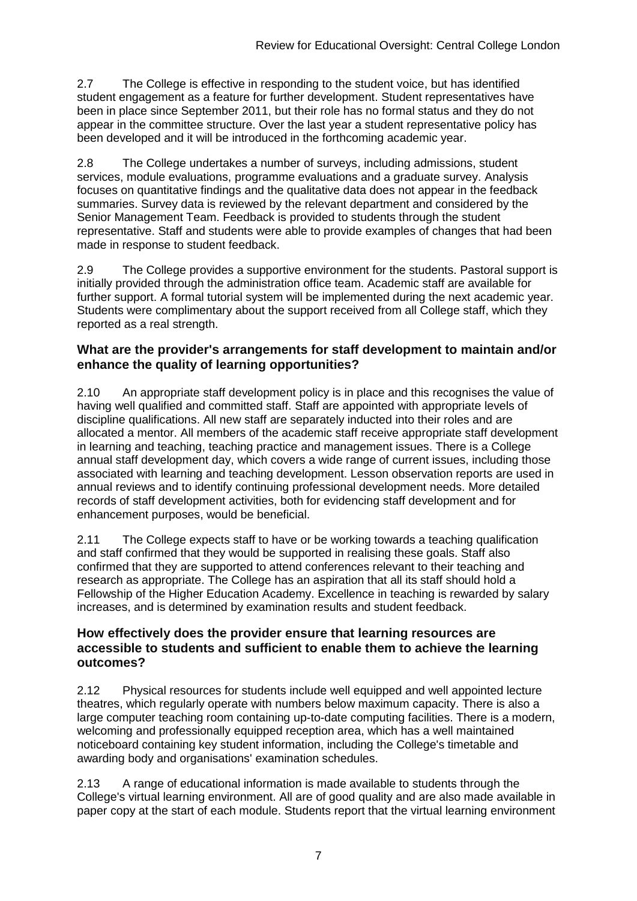2.7 The College is effective in responding to the student voice, but has identified student engagement as a feature for further development. Student representatives have been in place since September 2011, but their role has no formal status and they do not appear in the committee structure. Over the last year a student representative policy has been developed and it will be introduced in the forthcoming academic year.

2.8 The College undertakes a number of surveys, including admissions, student services, module evaluations, programme evaluations and a graduate survey. Analysis focuses on quantitative findings and the qualitative data does not appear in the feedback summaries. Survey data is reviewed by the relevant department and considered by the Senior Management Team. Feedback is provided to students through the student representative. Staff and students were able to provide examples of changes that had been made in response to student feedback.

2.9 The College provides a supportive environment for the students. Pastoral support is initially provided through the administration office team. Academic staff are available for further support. A formal tutorial system will be implemented during the next academic year. Students were complimentary about the support received from all College staff, which they reported as a real strength.

### What are the provider's arrangements for staff development to maintain and/or enhance the quality of learning opportunities?

2.10 An appropriate staff development policy is in place and this recognises the value of having well qualified and committed staff. Staff are appointed with appropriate levels of discipline qualifications. All new staff are separately inducted into their roles and are allocated a mentor. All members of the academic staff receive appropriate staff development in learning and teaching, teaching practice and management issues. There is a College annual staff development day, which covers a wide range of current issues, including those associated with learning and teaching development. Lesson observation reports are used in annual reviews and to identify continuing professional development needs. More detailed records of staff development activities, both for evidencing staff development and for enhancement purposes, would be beneficial.

2.11 The College expects staff to have or be working towards a teaching qualification and staff confirmed that they would be supported in realising these goals. Staff also confirmed that they are supported to attend conferences relevant to their teaching and research as appropriate. The College has an aspiration that all its staff should hold a Fellowship of the Higher Education Academy. Excellence in teaching is rewarded by salary increases, and is determined by examination results and student feedback.

### How effectively does the provider ensure that learning resources are accessible to students and sufficient to enable them to achieve the learning outcomes?

2.12 Physical resources for students include well equipped and well appointed lecture theatres, which regularly operate with numbers below maximum capacity. There is also a large computer teaching room containing up-to-date computing facilities. There is a modern, welcoming and professionally equipped reception area, which has a well maintained noticeboard containing key student information, including the College's timetable and awarding body and organisations' examination schedules.

2.13 A range of educational information is made available to students through the College's virtual learning environment. All are of good quality and are also made available in paper copy at the start of each module. Students report that the virtual learning environment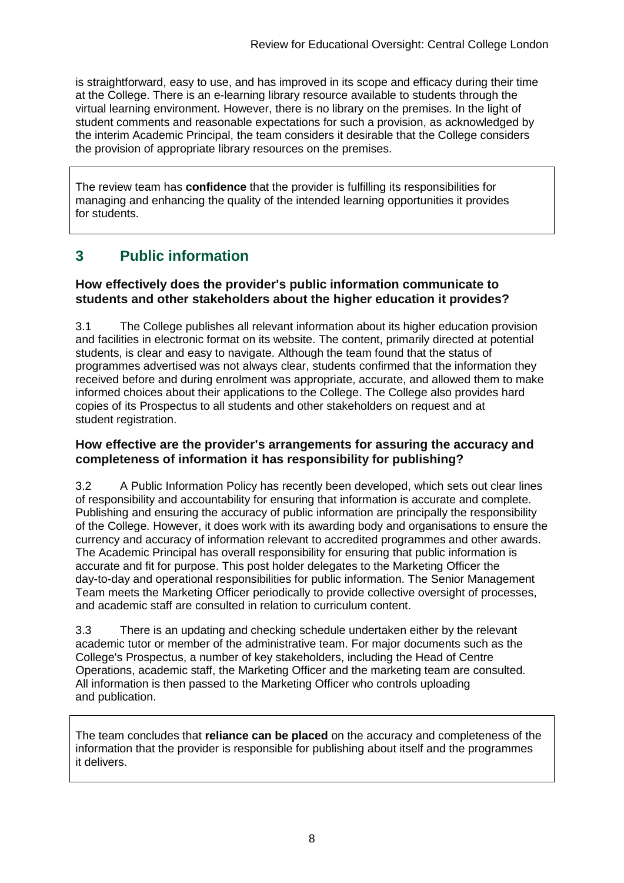is straightforward, easy to use, and has improved in its scope and efficacy during their time at the College. There is an e-learning library resource available to students through the virtual learning environment. However, there is no library on the premises. In the light of student comments and reasonable expectations for such a provision, as acknowledged by the interim Academic Principal, the team considers it desirable that the College considers the provision of appropriate library resources on the premises.

The review team has **confidence** that the provider is fulfilling its responsibilities for managing and enhancing the quality of the intended learning opportunities it provides for students.

## 3 Public information

### How effectively does the provider's public information communicate to students and other stakeholders about the higher education it provides?

3.1 The College publishes all relevant information about its higher education provision and facilities in electronic format on its website. The content, primarily directed at potential students, is clear and easy to navigate. Although the team found that the status of programmes advertised was not always clear, students confirmed that the information they received before and during enrolment was appropriate, accurate, and allowed them to make informed choices about their applications to the College. The College also provides hard copies of its Prospectus to all students and other stakeholders on request and at student registration.

### How effective are the provider's arrangements for assuring the accuracy and completeness of information it has responsibility for publishing?

3.2 A Public Information Policy has recently been developed, which sets out clear lines of responsibility and accountability for ensuring that information is accurate and complete. Publishing and ensuring the accuracy of public information are principally the responsibility of the College. However, it does work with its awarding body and organisations to ensure the currency and accuracy of information relevant to accredited programmes and other awards. The Academic Principal has overall responsibility for ensuring that public information is accurate and fit for purpose. This post holder delegates to the Marketing Officer the day-to-day and operational responsibilities for public information. The Senior Management Team meets the Marketing Officer periodically to provide collective oversight of processes, and academic staff are consulted in relation to curriculum content.

3.3 There is an updating and checking schedule undertaken either by the relevant academic tutor or member of the administrative team. For major documents such as the College's Prospectus, a number of key stakeholders, including the Head of Centre Operations, academic staff, the Marketing Officer and the marketing team are consulted. All information is then passed to the Marketing Officer who controls uploading and publication.

The team concludes that **reliance can be placed** on the accuracy and completeness of the information that the provider is responsible for publishing about itself and the programmes it delivers.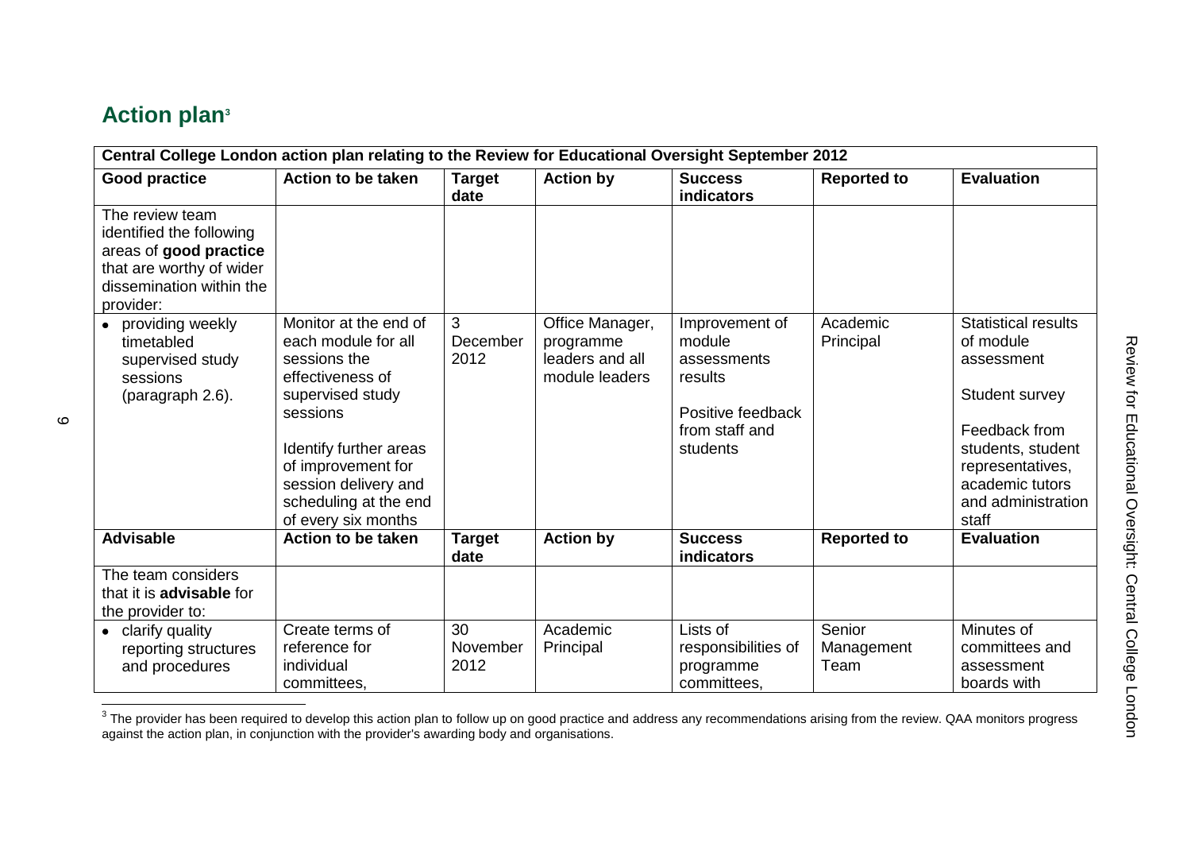## Action plan[3]

| Central College London action plan relating to the Review for Educational Oversight September 2012 | | | | | | |
|---|---|---|---|---|---|---|
| **Good practice** | **Action to be taken** | **Target date** | **Action by** | **Success indicators** | **Reported to** | **Evaluation** |
| The review team identified the following areas of **good practice** that are worthy of wider dissemination within the provider: | | | | | | |
| • providing weekly timetabled supervised study sessions (paragraph 2.6). | Monitor at the end of each module for all sessions the effectiveness of supervised study sessions<br><br>Identify further areas of improvement for session delivery and scheduling at the end of every six months | 3 December 2012 | Office Manager, programme leaders and all module leaders | Improvement of module assessments results<br><br>Positive feedback from staff and students | Academic Principal | Statistical results of module assessment<br><br>Student survey<br><br>Feedback from students, student representatives, academic tutors and administration staff |
| **Advisable** | **Action to be taken** | **Target date** | **Action by** | **Success indicators** | **Reported to** | **Evaluation** |
| The team considers that it is **advisable** for the provider to: | | | | | | |
| • clarify quality reporting structures and procedures | Create terms of reference for individual committees, | 30 November 2012 | Academic Principal | Lists of responsibilities of programme committees, | Senior Management Team | Minutes of committees and assessment boards with |

[3] The provider has been required to develop this action plan to follow up on good practice and address any recommendations arising from the review. QAA monitors progress against the action plan, in conjunction with the provider's awarding body and organisations.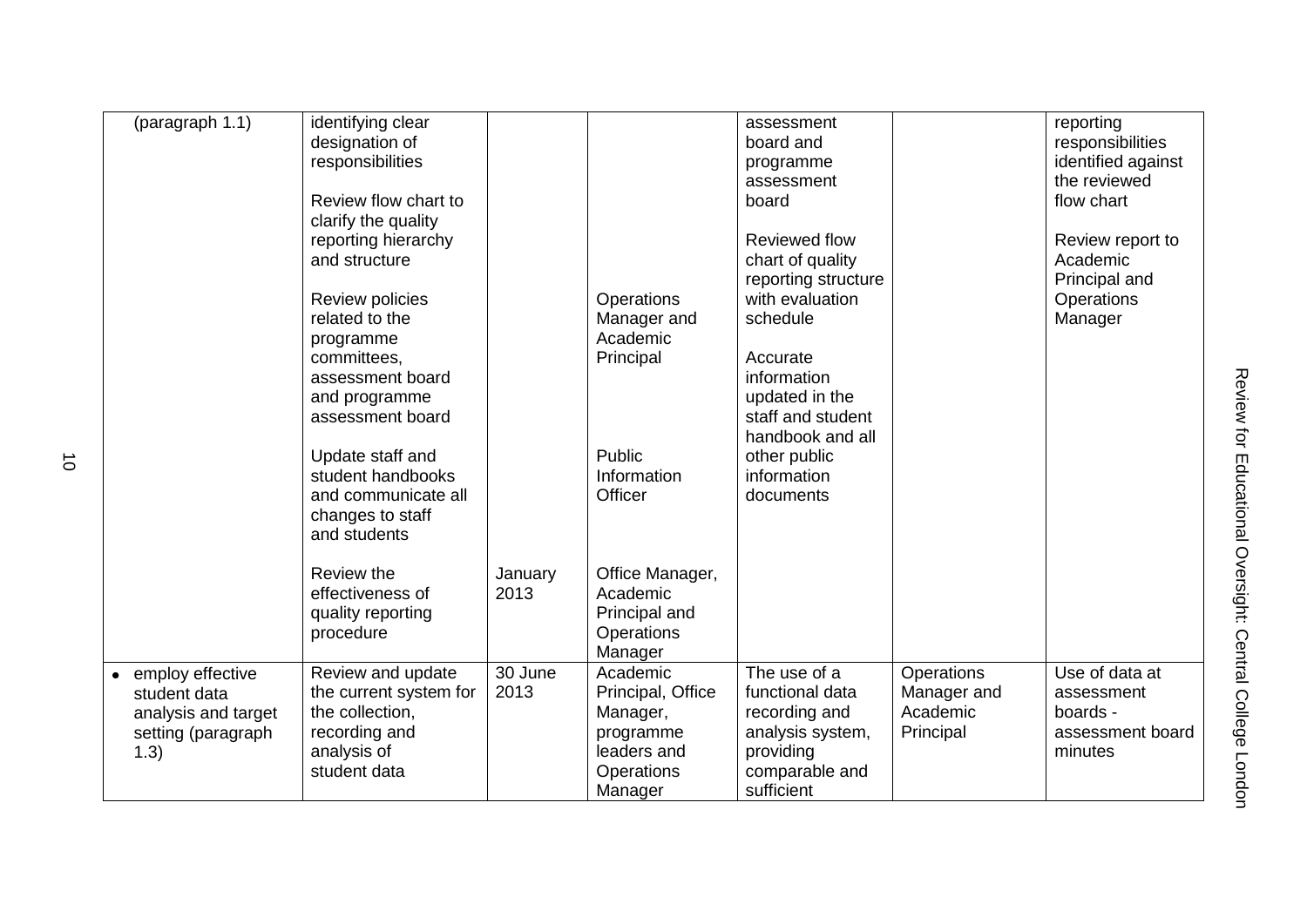| | | | | | | |
|---|---|---|---|---|---|---|
| (paragraph 1.1) | identifying clear designation of responsibilities<br><br>Review flow chart to clarify the quality reporting hierarchy and structure<br><br>Review policies related to the programme committees, assessment board and programme assessment board<br><br>Update staff and student handbooks and communicate all changes to staff and students<br><br>Review the effectiveness of quality reporting procedure | <br><br><br><br><br><br><br><br><br><br><br><br><br><br><br><br><br><br><br><br>January 2013 | <br><br><br><br><br><br><br><br>Operations Manager and Academic Principal<br><br><br><br><br>Public Information Officer<br><br><br><br>Office Manager, Academic Principal and Operations Manager | assessment board and programme assessment board<br><br>Reviewed flow chart of quality reporting structure with evaluation schedule<br><br>Accurate information updated in the staff and student handbook and all other public information documents | | reporting responsibilities identified against the reviewed flow chart<br><br>Review report to Academic Principal and Operations Manager |
| • employ effective student data analysis and target setting (paragraph 1.3) | Review and update the current system for the collection, recording and analysis of student data | 30 June 2013 | Academic Principal, Office Manager, programme leaders and Operations Manager | The use of a functional data recording and analysis system, providing comparable and sufficient | Operations Manager and Academic Principal | Use of data at assessment boards - assessment board minutes |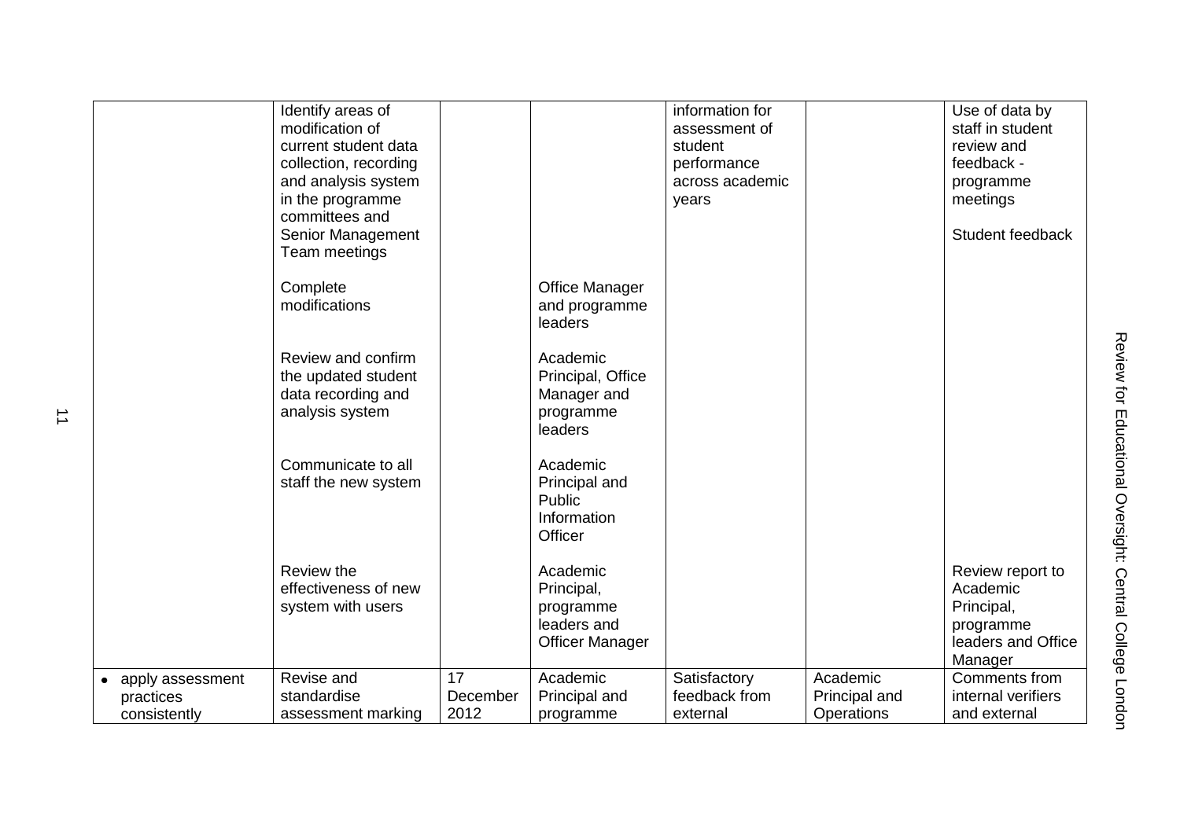| | | | | | | |
|---|---|---|---|---|---|---|
| | Identify areas of modification of current student data collection, recording and analysis system in the programme committees and Senior Management Team meetings<br><br>Complete modifications<br><br>Review and confirm the updated student data recording and analysis system<br><br>Communicate to all staff the new system<br><br>Review the effectiveness of new system with users | | <br><br><br><br><br>Office Manager and programme leaders<br><br>Academic Principal, Office Manager and programme leaders<br><br>Academic Principal and Public Information Officer<br><br>Academic Principal, programme leaders and Officer Manager | information for assessment of student performance across academic years | | Use of data by staff in student review and feedback - programme meetings<br><br>Student feedback<br><br><br><br><br><br><br><br>Review report to Academic Principal, programme leaders and Office Manager |
| • apply assessment practices consistently | Revise and standardise assessment marking | 17 December 2012 | Academic Principal and programme | Satisfactory feedback from external | Academic Principal and Operations | Comments from internal verifiers and external |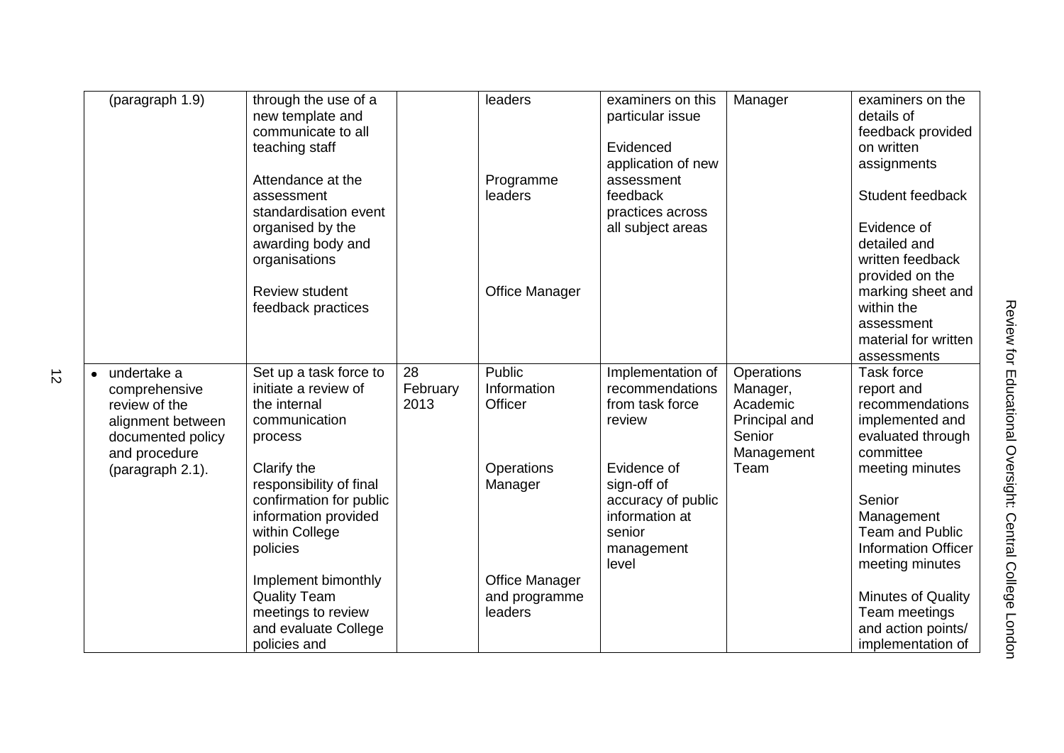| | | | | | | |
|---|---|---|---|---|---|---|
| (paragraph 1.9) | through the use of a new template and communicate to all teaching staff<br><br>Attendance at the assessment standardisation event organised by the awarding body and organisations<br><br>Review student feedback practices | | leaders<br><br>Programme leaders<br><br>Office Manager | examiners on this particular issue<br><br>Evidenced application of new assessment feedback practices across all subject areas | Manager | examiners on the details of feedback provided on written assignments<br><br>Student feedback<br><br>Evidence of detailed and written feedback provided on the marking sheet and within the assessment material for written assessments |
| • undertake a comprehensive review of the alignment between documented policy and procedure (paragraph 2.1). | Set up a task force to initiate a review of the internal communication process<br><br>Clarify the responsibility of final confirmation for public information provided within College policies<br><br>Implement bimonthly Quality Team meetings to review and evaluate College policies and | 28 February 2013 | Public Information Officer<br><br>Operations Manager<br><br>Office Manager and programme leaders | Implementation of recommendations from task force review<br><br>Evidence of sign-off of accuracy of public information at senior management level | Operations Manager, Academic Principal and Senior Management Team | Task force report and recommendations implemented and evaluated through committee meeting minutes<br><br>Senior Management Team and Public Information Officer meeting minutes<br><br>Minutes of Quality Team meetings and action points/ implementation of |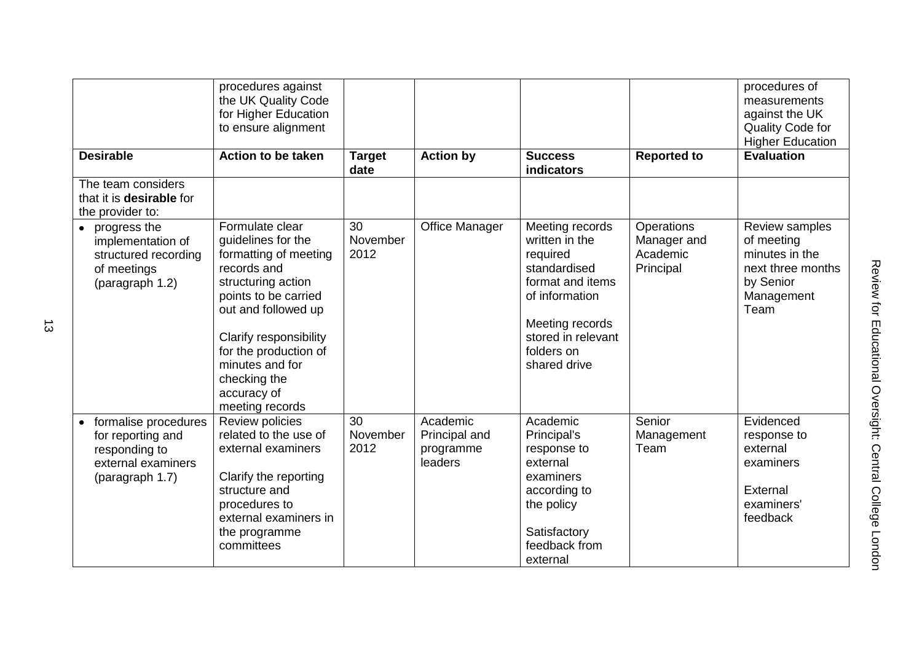|  | procedures against the UK Quality Code for Higher Education to ensure alignment |  |  |  |  | procedures of measurements against the UK Quality Code for Higher Education |
|---|---|---|---|---|---|---|
| **Desirable** | **Action to be taken** | **Target date** | **Action by** | **Success indicators** | **Reported to** | **Evaluation** |
| The team considers that it is **desirable** for the provider to: |  |  |  |  |  |  |
| • progress the implementation of structured recording of meetings (paragraph 1.2) | Formulate clear guidelines for the formatting of meeting records and structuring action points to be carried out and followed up<br><br>Clarify responsibility for the production of minutes and for checking the accuracy of meeting records | 30 November 2012 | Office Manager | Meeting records written in the required standardised format and items of information<br><br>Meeting records stored in relevant folders on shared drive | Operations Manager and Academic Principal | Review samples of meeting minutes in the next three months by Senior Management Team |
| • formalise procedures for reporting and responding to external examiners (paragraph 1.7) | Review policies related to the use of external examiners<br><br>Clarify the reporting structure and procedures to external examiners in the programme committees | 30 November 2012 | Academic Principal and programme leaders | Academic Principal's response to external examiners according to the policy<br><br>Satisfactory feedback from external | Senior Management Team | Evidenced response to external examiners<br><br>External examiners' feedback |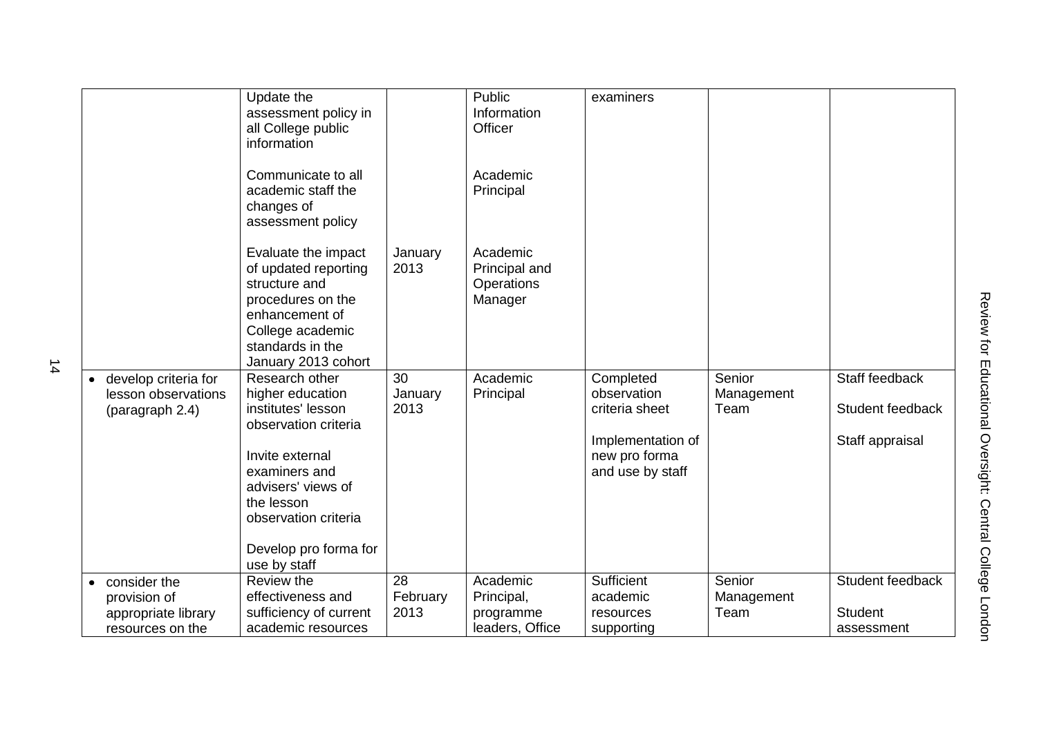| | | | | | | |
|---|---|---|---|---|---|---|
| | Update the assessment policy in all College public information<br><br>Communicate to all academic staff the changes of assessment policy<br><br>Evaluate the impact of updated reporting structure and procedures on the enhancement of College academic standards in the January 2013 cohort | <br><br><br><br><br><br>January 2013 | Public Information Officer<br><br>Academic Principal<br><br>Academic Principal and Operations Manager | examiners | | |
| • develop criteria for lesson observations (paragraph 2.4) | Research other higher education institutes' lesson observation criteria<br><br>Invite external examiners and advisers' views of the lesson observation criteria<br><br>Develop pro forma for use by staff | 30 January 2013 | Academic Principal | Completed observation criteria sheet<br><br>Implementation of new pro forma and use by staff | Senior Management Team | Staff feedback<br><br>Student feedback<br><br>Staff appraisal |
| • consider the provision of appropriate library resources on the | Review the effectiveness and sufficiency of current academic resources | 28 February 2013 | Academic Principal, programme leaders, Office | Sufficient academic resources supporting | Senior Management Team | Student feedback<br><br>Student assessment |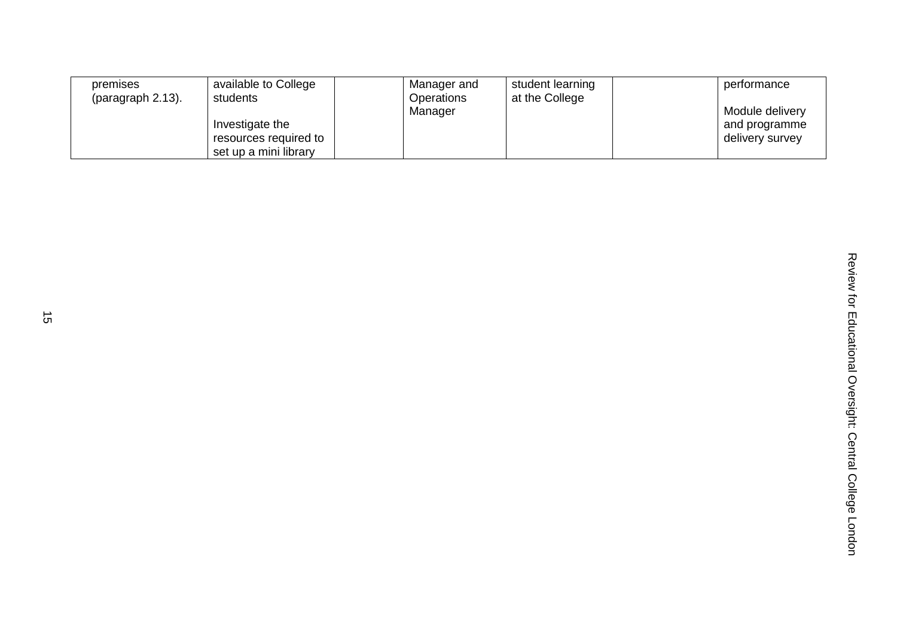| | | | | | | |
|---|---|---|---|---|---|---|
| premises (paragraph 2.13). | available to College students<br><br>Investigate the resources required to set up a mini library | | Manager and Operations Manager | student learning at the College | | performance<br><br>Module delivery and programme delivery survey |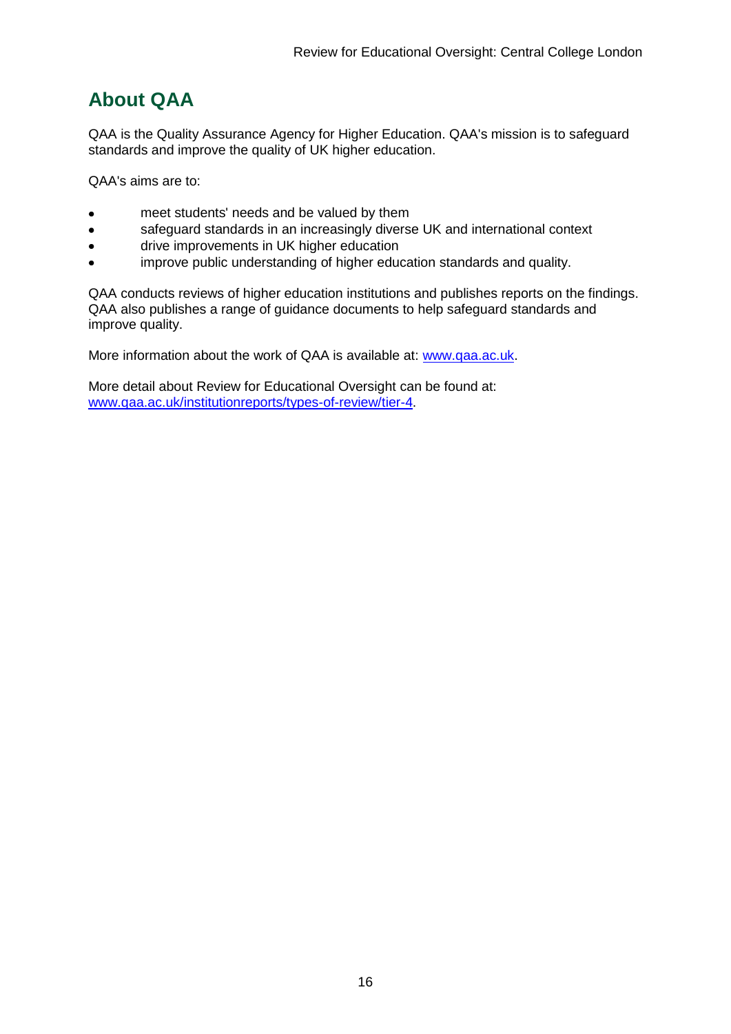## About QAA

QAA is the Quality Assurance Agency for Higher Education. QAA's mission is to safeguard standards and improve the quality of UK higher education.

QAA's aims are to:

- meet students' needs and be valued by them
- safeguard standards in an increasingly diverse UK and international context
- drive improvements in UK higher education
- improve public understanding of higher education standards and quality.

QAA conducts reviews of higher education institutions and publishes reports on the findings. QAA also publishes a range of guidance documents to help safeguard standards and improve quality.

More information about the work of QAA is available at: [www.qaa.ac.uk](http://www.qaa.ac.uk).

More detail about Review for Educational Oversight can be found at: [www.qaa.ac.uk/institutionreports/types-of-review/tier-4](http://www.qaa.ac.uk/institutionreports/types-of-review/tier-4).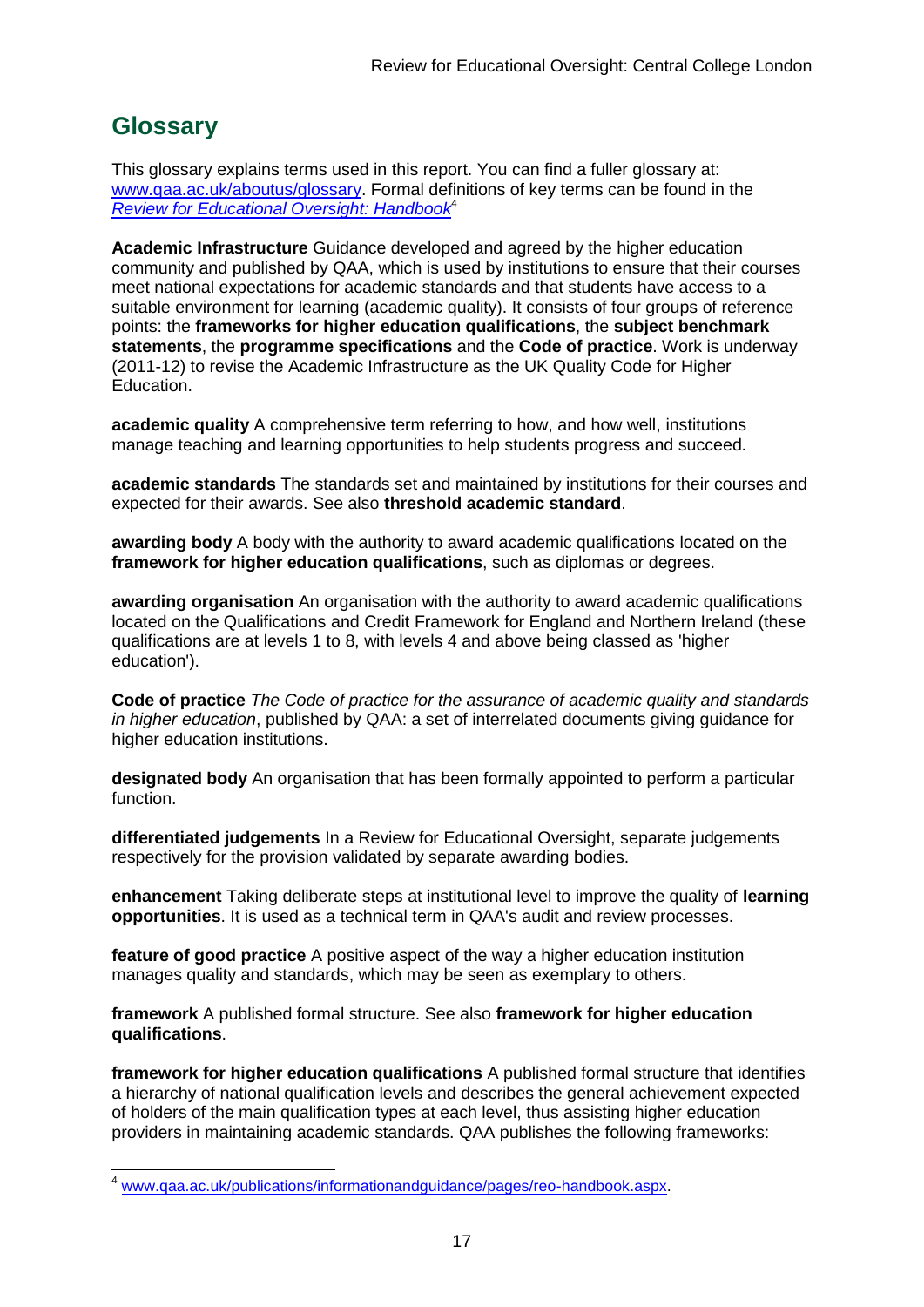## Glossary

This glossary explains terms used in this report. You can find a fuller glossary at: [www.qaa.ac.uk/aboutus/glossary](www.qaa.ac.uk/aboutus/glossary). Formal definitions of key terms can be found in the *[Review for Educational Oversight: Handbook](www.qaa.ac.uk/publications/informationandguidance/pages/reo-handbook.aspx)*[4]

**Academic Infrastructure** Guidance developed and agreed by the higher education community and published by QAA, which is used by institutions to ensure that their courses meet national expectations for academic standards and that students have access to a suitable environment for learning (academic quality). It consists of four groups of reference points: the **frameworks for higher education qualifications**, the **subject benchmark statements**, the **programme specifications** and the **Code of practice**. Work is underway (2011-12) to revise the Academic Infrastructure as the UK Quality Code for Higher Education.

**academic quality** A comprehensive term referring to how, and how well, institutions manage teaching and learning opportunities to help students progress and succeed.

**academic standards** The standards set and maintained by institutions for their courses and expected for their awards. See also **threshold academic standard**.

**awarding body** A body with the authority to award academic qualifications located on the **framework for higher education qualifications**, such as diplomas or degrees.

**awarding organisation** An organisation with the authority to award academic qualifications located on the Qualifications and Credit Framework for England and Northern Ireland (these qualifications are at levels 1 to 8, with levels 4 and above being classed as 'higher education').

**Code of practice** *The Code of practice for the assurance of academic quality and standards in higher education*, published by QAA: a set of interrelated documents giving guidance for higher education institutions.

**designated body** An organisation that has been formally appointed to perform a particular function.

**differentiated judgements** In a Review for Educational Oversight, separate judgements respectively for the provision validated by separate awarding bodies.

**enhancement** Taking deliberate steps at institutional level to improve the quality of **learning opportunities**. It is used as a technical term in QAA's audit and review processes.

**feature of good practice** A positive aspect of the way a higher education institution manages quality and standards, which may be seen as exemplary to others.

**framework** A published formal structure. See also **framework for higher education qualifications**.

**framework for higher education qualifications** A published formal structure that identifies a hierarchy of national qualification levels and describes the general achievement expected of holders of the main qualification types at each level, thus assisting higher education providers in maintaining academic standards. QAA publishes the following frameworks:

---

[4] [www.qaa.ac.uk/publications/informationandguidance/pages/reo-handbook.aspx](www.qaa.ac.uk/publications/informationandguidance/pages/reo-handbook.aspx).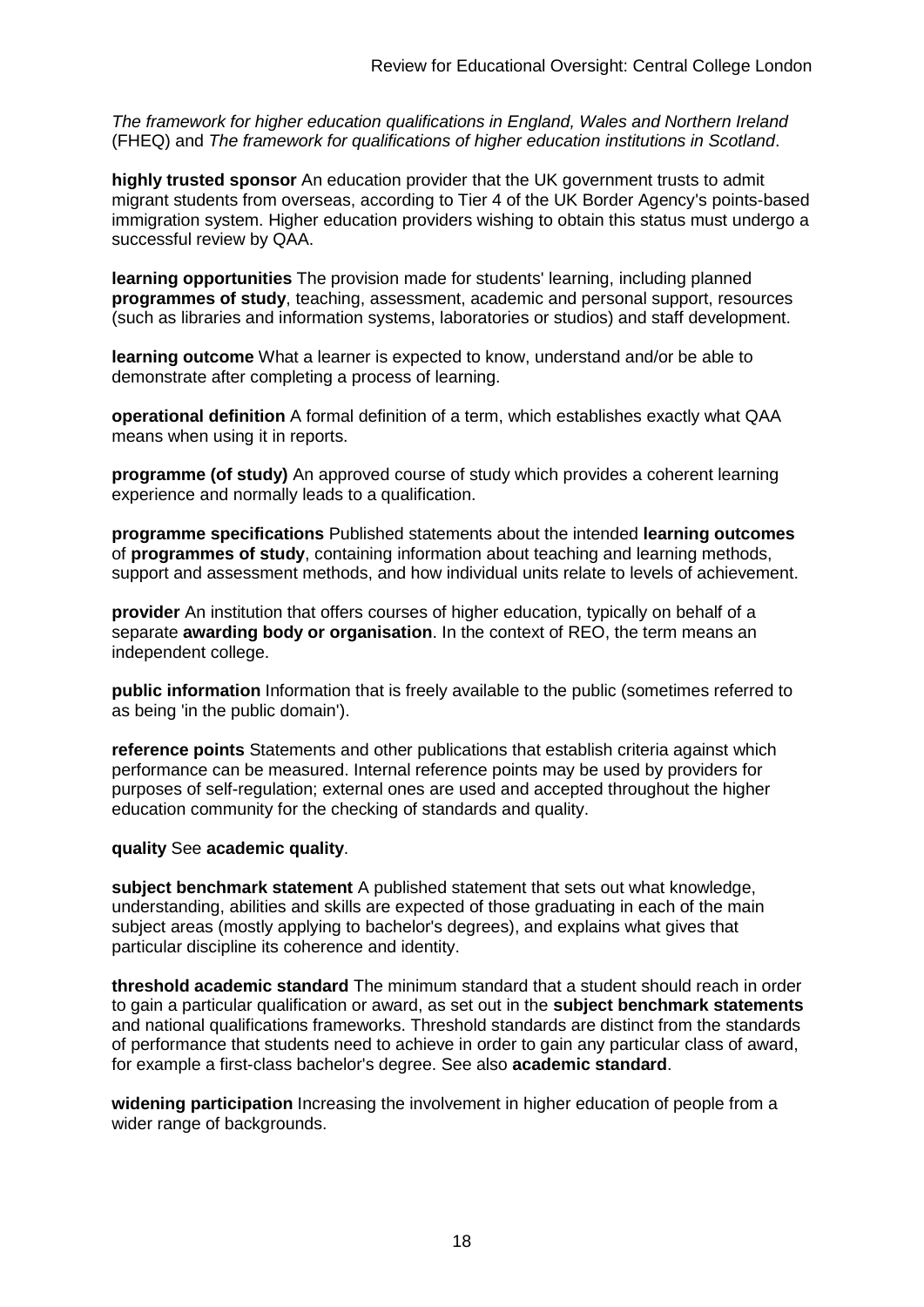*The framework for higher education qualifications in England, Wales and Northern Ireland* (FHEQ) and *The framework for qualifications of higher education institutions in Scotland*.

**highly trusted sponsor** An education provider that the UK government trusts to admit migrant students from overseas, according to Tier 4 of the UK Border Agency's points-based immigration system. Higher education providers wishing to obtain this status must undergo a successful review by QAA.

**learning opportunities** The provision made for students' learning, including planned **programmes of study**, teaching, assessment, academic and personal support, resources (such as libraries and information systems, laboratories or studios) and staff development.

**learning outcome** What a learner is expected to know, understand and/or be able to demonstrate after completing a process of learning.

**operational definition** A formal definition of a term, which establishes exactly what QAA means when using it in reports.

**programme (of study)** An approved course of study which provides a coherent learning experience and normally leads to a qualification.

**programme specifications** Published statements about the intended **learning outcomes** of **programmes of study**, containing information about teaching and learning methods, support and assessment methods, and how individual units relate to levels of achievement.

**provider** An institution that offers courses of higher education, typically on behalf of a separate **awarding body or organisation**. In the context of REO, the term means an independent college.

**public information** Information that is freely available to the public (sometimes referred to as being 'in the public domain').

**reference points** Statements and other publications that establish criteria against which performance can be measured. Internal reference points may be used by providers for purposes of self-regulation; external ones are used and accepted throughout the higher education community for the checking of standards and quality.

**quality** See **academic quality**.

**subject benchmark statement** A published statement that sets out what knowledge, understanding, abilities and skills are expected of those graduating in each of the main subject areas (mostly applying to bachelor's degrees), and explains what gives that particular discipline its coherence and identity.

**threshold academic standard** The minimum standard that a student should reach in order to gain a particular qualification or award, as set out in the **subject benchmark statements** and national qualifications frameworks. Threshold standards are distinct from the standards of performance that students need to achieve in order to gain any particular class of award, for example a first-class bachelor's degree. See also **academic standard**.

**widening participation** Increasing the involvement in higher education of people from a wider range of backgrounds.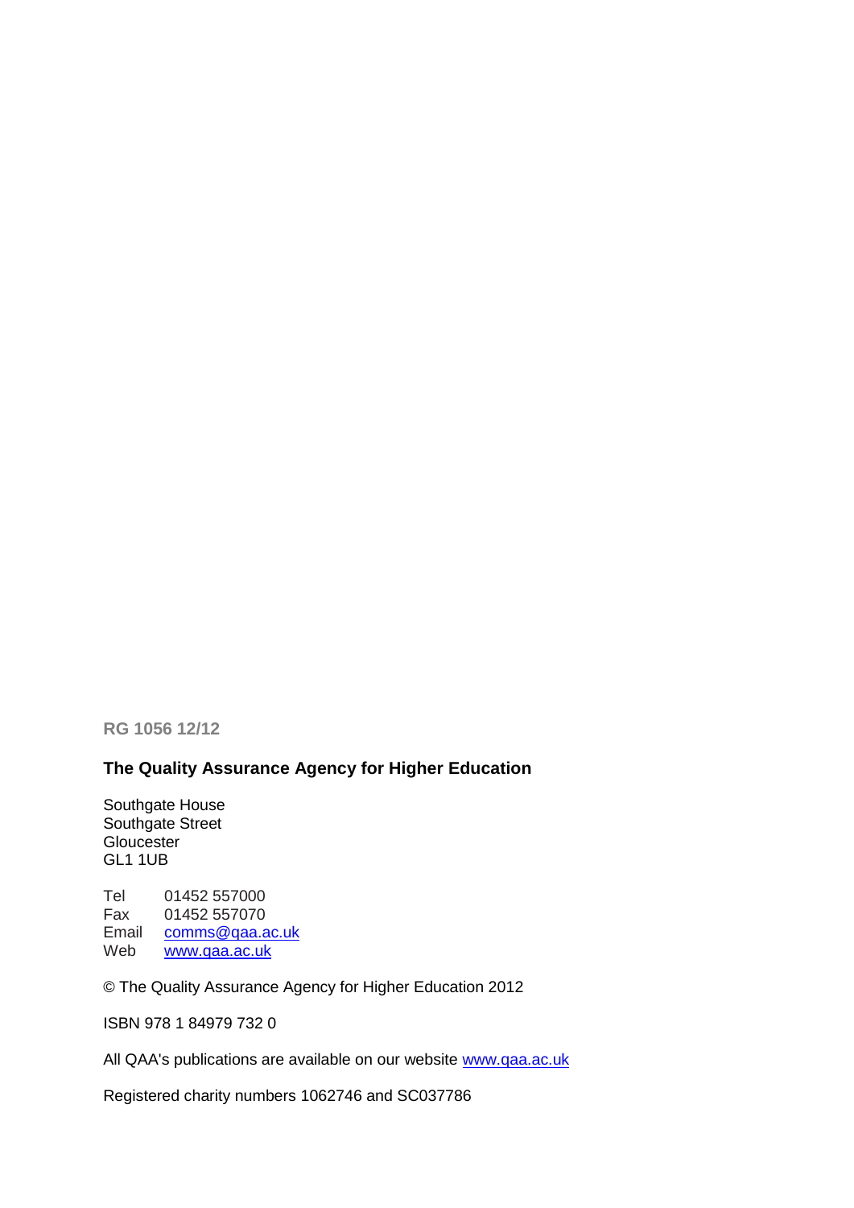**RG 1056 12/12**

**The Quality Assurance Agency for Higher Education**

Southgate House
Southgate Street
Gloucester
GL1 1UB

Tel 01452 557000
Fax 01452 557070
Email comms@qaa.ac.uk
Web www.qaa.ac.uk

© The Quality Assurance Agency for Higher Education 2012

ISBN 978 1 84979 732 0

All QAA's publications are available on our website www.qaa.ac.uk

Registered charity numbers 1062746 and SC037786